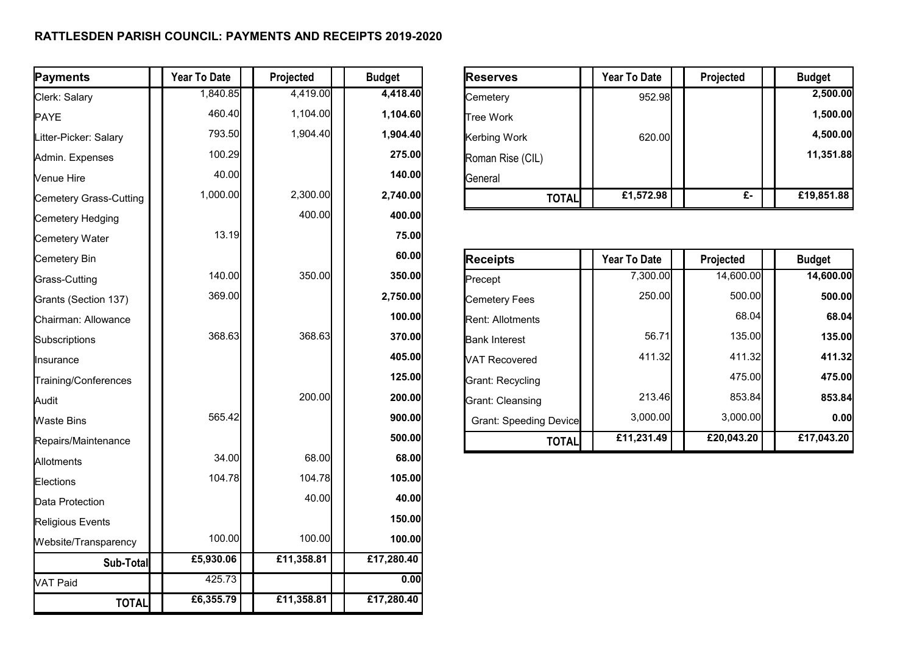**RATTLESDEN PARISH COUNCIL: PAYMENTS AND RECEIPTS 2019-2020**

| Payments | Year To Date | Projected | Budget |
|---|---|---|---|
| Clerk: Salary | 1,840.85 | 4,419.00 | **4,418.40** |
| PAYE | 460.40 | 1,104.00 | **1,104.60** |
| Litter-Picker: Salary | 793.50 | 1,904.40 | **1,904.40** |
| Admin. Expenses | 100.29 | | **275.00** |
| Venue Hire | 40.00 | | **140.00** |
| Cemetery Grass-Cutting | 1,000.00 | 2,300.00 | **2,740.00** |
| Cemetery Hedging | | 400.00 | **400.00** |
| Cemetery Water | 13.19 | | **75.00** |
| Cemetery Bin | | | **60.00** |
| Grass-Cutting | 140.00 | 350.00 | **350.00** |
| Grants (Section 137) | 369.00 | | **2,750.00** |
| Chairman: Allowance | | | **100.00** |
| Subscriptions | 368.63 | 368.63 | **370.00** |
| Insurance | | | **405.00** |
| Training/Conferences | | | **125.00** |
| Audit | | 200.00 | **200.00** |
| Waste Bins | 565.42 | | **900.00** |
| Repairs/Maintenance | | | **500.00** |
| Allotments | 34.00 | 68.00 | **68.00** |
| Elections | 104.78 | 104.78 | **105.00** |
| Data Protection | | 40.00 | **40.00** |
| Religious Events | | | **150.00** |
| Website/Transparency | 100.00 | 100.00 | **100.00** |
| **Sub-Total** | **£5,930.06** | **£11,358.81** | **£17,280.40** |
| VAT Paid | 425.73 | | **0.00** |
| **TOTAL** | **£6,355.79** | **£11,358.81** | **£17,280.40** |

| Reserves | Year To Date | Projected | Budget |
|---|---|---|---|
| Cemetery | 952.98 | | **2,500.00** |
| Tree Work | | | **1,500.00** |
| Kerbing Work | 620.00 | | **4,500.00** |
| Roman Rise (CIL) | | | **11,351.88** |
| General | | | |
| **TOTAL** | **£1,572.98** | **£-** | **£19,851.88** |

| Receipts | Year To Date | Projected | Budget |
|---|---|---|---|
| Precept | 7,300.00 | 14,600.00 | **14,600.00** |
| Cemetery Fees | 250.00 | 500.00 | **500.00** |
| Rent: Allotments | | 68.04 | **68.04** |
| Bank Interest | 56.71 | 135.00 | **135.00** |
| VAT Recovered | 411.32 | 411.32 | **411.32** |
| Grant: Recycling | | 475.00 | **475.00** |
| Grant: Cleansing | 213.46 | 853.84 | **853.84** |
| Grant: Speeding Device | 3,000.00 | 3,000.00 | **0.00** |
| **TOTAL** | **£11,231.49** | **£20,043.20** | **£17,043.20** |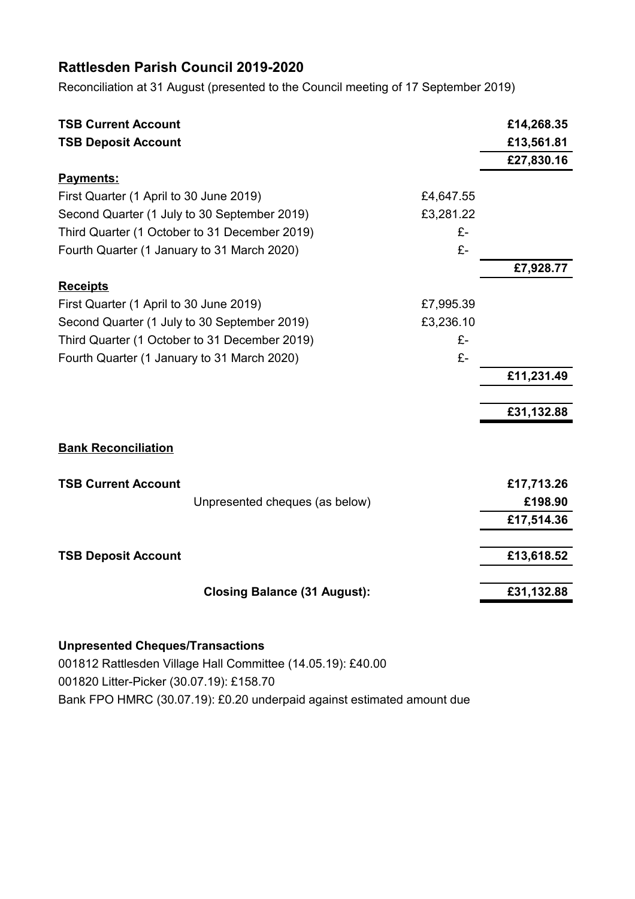## Rattlesden Parish Council 2019-2020

Reconciliation at 31 August (presented to the Council meeting of 17 September 2019)

| | | |
|---|---|---|
| **TSB Current Account** | | **£14,268.35** |
| **TSB Deposit Account** | | **£13,561.81** |
| | | **£27,830.16** |
| **Payments:** | | |
| First Quarter (1 April to 30 June 2019) | £4,647.55 | |
| Second Quarter (1 July to 30 September 2019) | £3,281.22 | |
| Third Quarter (1 October to 31 December 2019) | £- | |
| Fourth Quarter (1 January to 31 March 2020) | £- | |
| | | **£7,928.77** |
| **Receipts** | | |
| First Quarter (1 April to 30 June 2019) | £7,995.39 | |
| Second Quarter (1 July to 30 September 2019) | £3,236.10 | |
| Third Quarter (1 October to 31 December 2019) | £- | |
| Fourth Quarter (1 January to 31 March 2020) | £- | |
| | | **£11,231.49** |
| | | **£31,132.88** |

**Bank Reconciliation**

| | | |
|---|---|---|
| **TSB Current Account** | | **£17,713.26** |
| | Unpresented cheques (as below) | **£198.90** |
| | | **£17,514.36** |
| **TSB Deposit Account** | | **£13,618.52** |
| | **Closing Balance (31 August):** | **£31,132.88** |

**Unpresented Cheques/Transactions**

001812 Rattlesden Village Hall Committee (14.05.19): £40.00

001820 Litter-Picker (30.07.19): £158.70

Bank FPO HMRC (30.07.19): £0.20 underpaid against estimated amount due